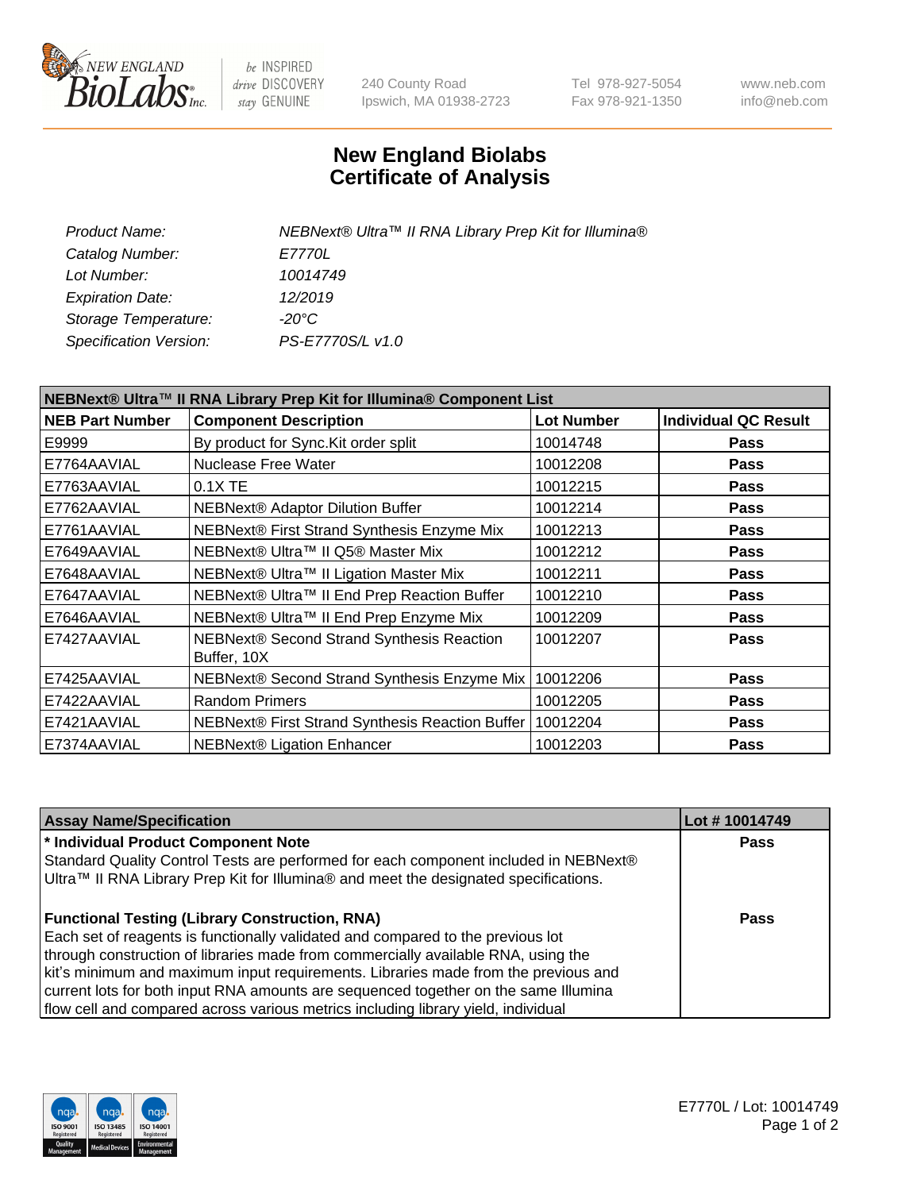# New England Biolabs
# Certificate of Analysis

| | |
|---|---|
| *Product Name:* | *NEBNext® Ultra™ II RNA Library Prep Kit for Illumina®* |
| *Catalog Number:* | *E7770L* |
| *Lot Number:* | *10014749* |
| *Expiration Date:* | *12/2019* |
| *Storage Temperature:* | *-20°C* |
| *Specification Version:* | *PS-E7770S/L v1.0* |

| NEBNext® Ultra™ II RNA Library Prep Kit for Illumina® Component List | | | |
|---|---|---|---|
| **NEB Part Number** | **Component Description** | **Lot Number** | **Individual QC Result** |
| E9999 | By product for Sync.Kit order split | 10014748 | **Pass** |
| E7764AAVIAL | Nuclease Free Water | 10012208 | **Pass** |
| E7763AAVIAL | 0.1X TE | 10012215 | **Pass** |
| E7762AAVIAL | NEBNext® Adaptor Dilution Buffer | 10012214 | **Pass** |
| E7761AAVIAL | NEBNext® First Strand Synthesis Enzyme Mix | 10012213 | **Pass** |
| E7649AAVIAL | NEBNext® Ultra™ II Q5® Master Mix | 10012212 | **Pass** |
| E7648AAVIAL | NEBNext® Ultra™ II Ligation Master Mix | 10012211 | **Pass** |
| E7647AAVIAL | NEBNext® Ultra™ II End Prep Reaction Buffer | 10012210 | **Pass** |
| E7646AAVIAL | NEBNext® Ultra™ II End Prep Enzyme Mix | 10012209 | **Pass** |
| E7427AAVIAL | NEBNext® Second Strand Synthesis Reaction Buffer, 10X | 10012207 | **Pass** |
| E7425AAVIAL | NEBNext® Second Strand Synthesis Enzyme Mix | 10012206 | **Pass** |
| E7422AAVIAL | Random Primers | 10012205 | **Pass** |
| E7421AAVIAL | NEBNext® First Strand Synthesis Reaction Buffer | 10012204 | **Pass** |
| E7374AAVIAL | NEBNext® Ligation Enhancer | 10012203 | **Pass** |

| Assay Name/Specification | Lot # 10014749 |
|---|---|
| **\* Individual Product Component Note**<br>Standard Quality Control Tests are performed for each component included in NEBNext® Ultra™ II RNA Library Prep Kit for Illumina® and meet the designated specifications. | **Pass** |
| **Functional Testing (Library Construction, RNA)**<br>Each set of reagents is functionally validated and compared to the previous lot through construction of libraries made from commercially available RNA, using the kit's minimum and maximum input requirements. Libraries made from the previous and current lots for both input RNA amounts are sequenced together on the same Illumina flow cell and compared across various metrics including library yield, individual | **Pass** |

E7770L / Lot: 10014749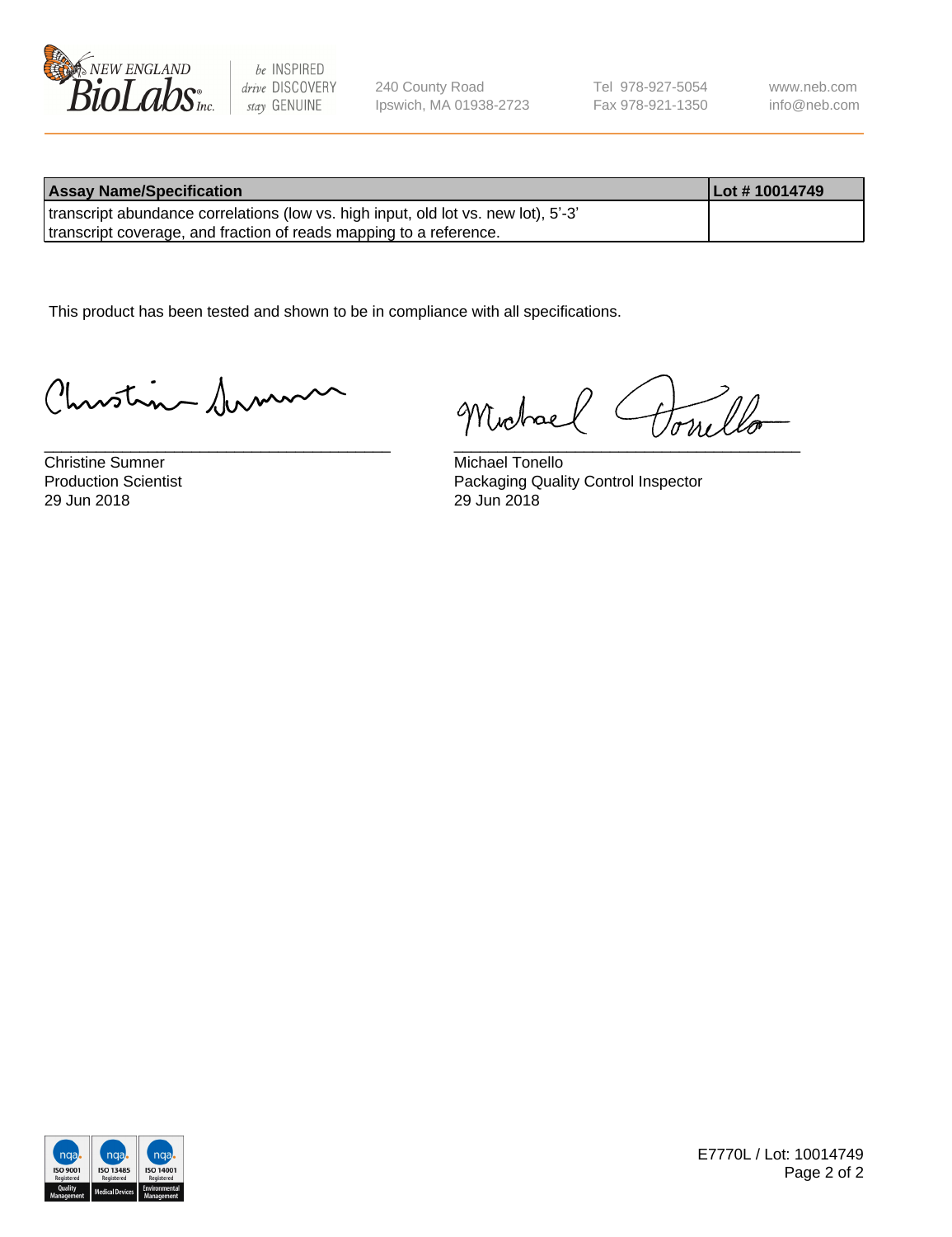NEW ENGLAND BioLabs Inc. — be INSPIRED drive DISCOVERY stay GENUINE

240 County Road
Ipswich, MA 01938-2723

Tel 978-927-5054
Fax 978-921-1350

www.neb.com
info@neb.com

| Assay Name/Specification | Lot # 10014749 |
| --- | --- |
| transcript abundance correlations (low vs. high input, old lot vs. new lot), 5'-3' transcript coverage, and fraction of reads mapping to a reference. | |

This product has been tested and shown to be in compliance with all specifications.

Christine Sumner
Production Scientist
29 Jun 2018

Michael Tonello
Packaging Quality Control Inspector
29 Jun 2018

E7770L / Lot: 10014749